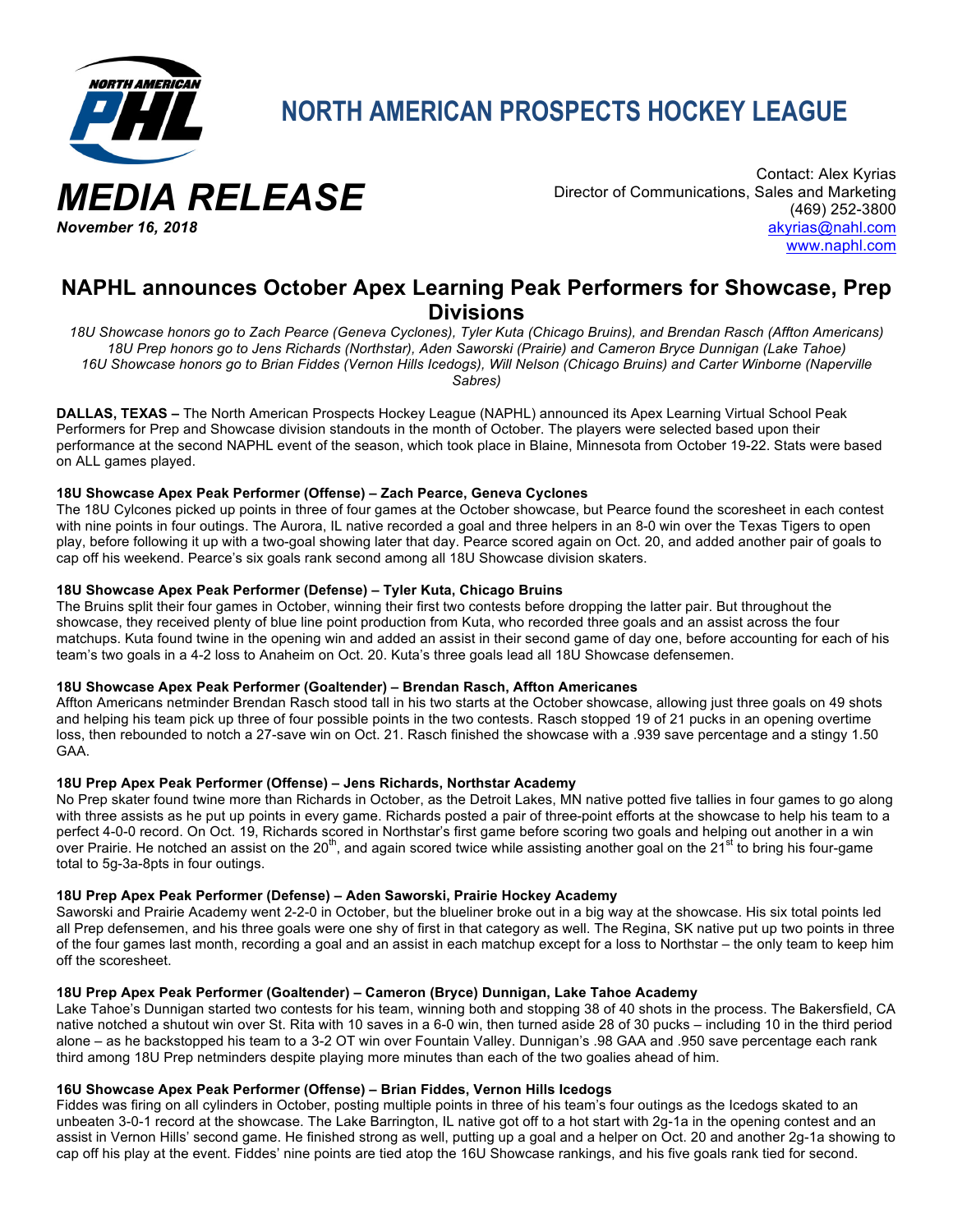# NORTH AMERICAN PROSPECTS HOCKEY LEAGUE

***MEDIA RELEASE***
***November 16, 2018***

Contact: Alex Kyrias
Director of Communications, Sales and Marketing
(469) 252-3800
akyrias@nahl.com
www.naphl.com

## NAPHL announces October Apex Learning Peak Performers for Showcase, Prep Divisions

*18U Showcase honors go to Zach Pearce (Geneva Cyclones), Tyler Kuta (Chicago Bruins), and Brendan Rasch (Affton Americans)*
*18U Prep honors go to Jens Richards (Northstar), Aden Saworski (Prairie) and Cameron Bryce Dunnigan (Lake Tahoe)*
*16U Showcase honors go to Brian Fiddes (Vernon Hills Icedogs), Will Nelson (Chicago Bruins) and Carter Winborne (Naperville Sabres)*

**DALLAS, TEXAS –** The North American Prospects Hockey League (NAPHL) announced its Apex Learning Virtual School Peak Performers for Prep and Showcase division standouts in the month of October. The players were selected based upon their performance at the second NAPHL event of the season, which took place in Blaine, Minnesota from October 19-22. Stats were based on ALL games played.

**18U Showcase Apex Peak Performer (Offense) – Zach Pearce, Geneva Cyclones**
The 18U Cylcones picked up points in three of four games at the October showcase, but Pearce found the scoresheet in each contest with nine points in four outings. The Aurora, IL native recorded a goal and three helpers in an 8-0 win over the Texas Tigers to open play, before following it up with a two-goal showing later that day. Pearce scored again on Oct. 20, and added another pair of goals to cap off his weekend. Pearce's six goals rank second among all 18U Showcase division skaters.

**18U Showcase Apex Peak Performer (Defense) – Tyler Kuta, Chicago Bruins**
The Bruins split their four games in October, winning their first two contests before dropping the latter pair. But throughout the showcase, they received plenty of blue line point production from Kuta, who recorded three goals and an assist across the four matchups. Kuta found twine in the opening win and added an assist in their second game of day one, before accounting for each of his team's two goals in a 4-2 loss to Anaheim on Oct. 20. Kuta's three goals lead all 18U Showcase defensemen.

**18U Showcase Apex Peak Performer (Goaltender) – Brendan Rasch, Affton Americanes**
Affton Americans netminder Brendan Rasch stood tall in his two starts at the October showcase, allowing just three goals on 49 shots and helping his team pick up three of four possible points in the two contests. Rasch stopped 19 of 21 pucks in an opening overtime loss, then rebounded to notch a 27-save win on Oct. 21. Rasch finished the showcase with a .939 save percentage and a stingy 1.50 GAA.

**18U Prep Apex Peak Performer (Offense) – Jens Richards, Northstar Academy**
No Prep skater found twine more than Richards in October, as the Detroit Lakes, MN native potted five tallies in four games to go along with three assists as he put up points in every game. Richards posted a pair of three-point efforts at the showcase to help his team to a perfect 4-0-0 record. On Oct. 19, Richards scored in Northstar's first game before scoring two goals and helping out another in a win over Prairie. He notched an assist on the 20th, and again scored twice while assisting another goal on the 21st to bring his four-game total to 5g-3a-8pts in four outings.

**18U Prep Apex Peak Performer (Defense) – Aden Saworski, Prairie Hockey Academy**
Saworski and Prairie Academy went 2-2-0 in October, but the blueliner broke out in a big way at the showcase. His six total points led all Prep defensemen, and his three goals were one shy of first in that category as well. The Regina, SK native put up two points in three of the four games last month, recording a goal and an assist in each matchup except for a loss to Northstar – the only team to keep him off the scoresheet.

**18U Prep Apex Peak Performer (Goaltender) – Cameron (Bryce) Dunnigan, Lake Tahoe Academy**
Lake Tahoe's Dunnigan started two contests for his team, winning both and stopping 38 of 40 shots in the process. The Bakersfield, CA native notched a shutout win over St. Rita with 10 saves in a 6-0 win, then turned aside 28 of 30 pucks – including 10 in the third period alone – as he backstopped his team to a 3-2 OT win over Fountain Valley. Dunnigan's .98 GAA and .950 save percentage each rank third among 18U Prep netminders despite playing more minutes than each of the two goalies ahead of him.

**16U Showcase Apex Peak Performer (Offense) – Brian Fiddes, Vernon Hills Icedogs**
Fiddes was firing on all cylinders in October, posting multiple points in three of his team's four outings as the Icedogs skated to an unbeaten 3-0-1 record at the showcase. The Lake Barrington, IL native got off to a hot start with 2g-1a in the opening contest and an assist in Vernon Hills' second game. He finished strong as well, putting up a goal and a helper on Oct. 20 and another 2g-1a showing to cap off his play at the event. Fiddes' nine points are tied atop the 16U Showcase rankings, and his five goals rank tied for second.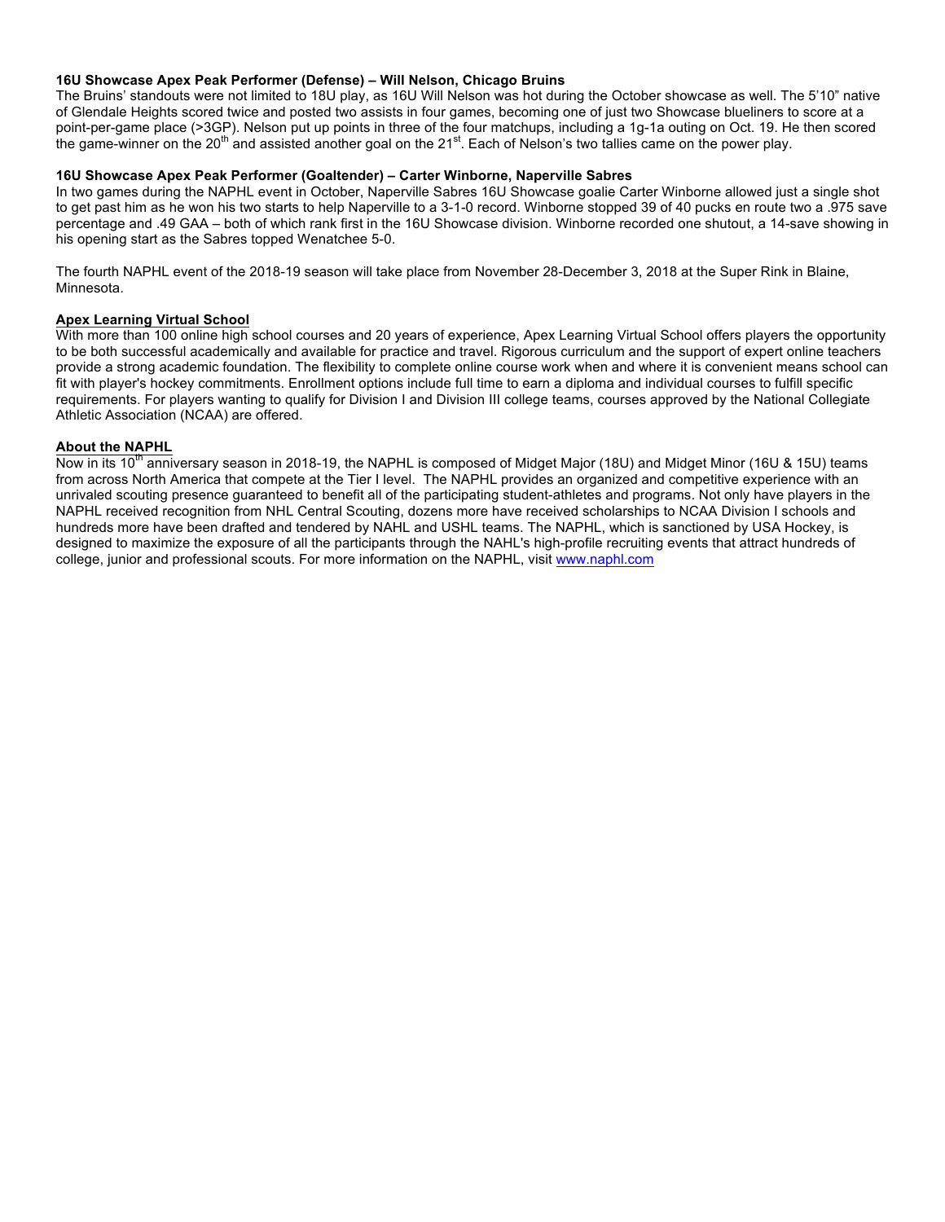**16U Showcase Apex Peak Performer (Defense) – Will Nelson, Chicago Bruins**

The Bruins' standouts were not limited to 18U play, as 16U Will Nelson was hot during the October showcase as well. The 5'10" native of Glendale Heights scored twice and posted two assists in four games, becoming one of just two Showcase blueliners to score at a point-per-game place (>3GP). Nelson put up points in three of the four matchups, including a 1g-1a outing on Oct. 19. He then scored the game-winner on the 20th and assisted another goal on the 21st. Each of Nelson's two tallies came on the power play.

**16U Showcase Apex Peak Performer (Goaltender) – Carter Winborne, Naperville Sabres**

In two games during the NAPHL event in October, Naperville Sabres 16U Showcase goalie Carter Winborne allowed just a single shot to get past him as he won his two starts to help Naperville to a 3-1-0 record. Winborne stopped 39 of 40 pucks en route two a .975 save percentage and .49 GAA – both of which rank first in the 16U Showcase division. Winborne recorded one shutout, a 14-save showing in his opening start as the Sabres topped Wenatchee 5-0.

The fourth NAPHL event of the 2018-19 season will take place from November 28-December 3, 2018 at the Super Rink in Blaine, Minnesota.

**Apex Learning Virtual School**

With more than 100 online high school courses and 20 years of experience, Apex Learning Virtual School offers players the opportunity to be both successful academically and available for practice and travel. Rigorous curriculum and the support of expert online teachers provide a strong academic foundation. The flexibility to complete online course work when and where it is convenient means school can fit with player's hockey commitments. Enrollment options include full time to earn a diploma and individual courses to fulfill specific requirements. For players wanting to qualify for Division I and Division III college teams, courses approved by the National Collegiate Athletic Association (NCAA) are offered.

**About the NAPHL**

Now in its 10th anniversary season in 2018-19, the NAPHL is composed of Midget Major (18U) and Midget Minor (16U & 15U) teams from across North America that compete at the Tier I level. The NAPHL provides an organized and competitive experience with an unrivaled scouting presence guaranteed to benefit all of the participating student-athletes and programs. Not only have players in the NAPHL received recognition from NHL Central Scouting, dozens more have received scholarships to NCAA Division I schools and hundreds more have been drafted and tendered by NAHL and USHL teams. The NAPHL, which is sanctioned by USA Hockey, is designed to maximize the exposure of all the participants through the NAHL's high-profile recruiting events that attract hundreds of college, junior and professional scouts. For more information on the NAPHL, visit www.naphl.com